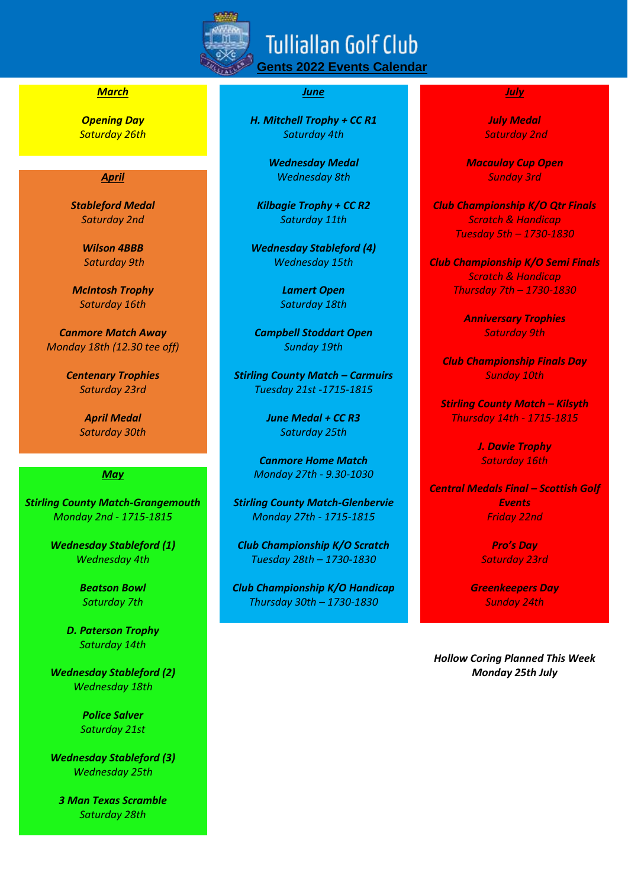# Tulliallan Golf Club

## Gents 2022 Events Calendar

### March

***Opening Day***
*Saturday 26th*

### April

***Stableford Medal***
*Saturday 2nd*

***Wilson 4BBB***
*Saturday 9th*

***McIntosh Trophy***
*Saturday 16th*

***Canmore Match Away***
*Monday 18th (12.30 tee off)*

***Centenary Trophies***
*Saturday 23rd*

***April Medal***
*Saturday 30th*

### May

***Stirling County Match-Grangemouth***
*Monday 2nd - 1715-1815*

***Wednesday Stableford (1)***
*Wednesday 4th*

***Beatson Bowl***
*Saturday 7th*

***D. Paterson Trophy***
*Saturday 14th*

***Wednesday Stableford (2)***
*Wednesday 18th*

***Police Salver***
*Saturday 21st*

***Wednesday Stableford (3)***
*Wednesday 25th*

***3 Man Texas Scramble***
*Saturday 28th*

### June

***H. Mitchell Trophy + CC R1***
*Saturday 4th*

***Wednesday Medal***
*Wednesday 8th*

***Kilbagie Trophy + CC R2***
*Saturday 11th*

***Wednesday Stableford (4)***
*Wednesday 15th*

***Lamert Open***
*Saturday 18th*

***Campbell Stoddart Open***
*Sunday 19th*

***Stirling County Match – Carmuirs***
*Tuesday 21st -1715-1815*

***June Medal + CC R3***
*Saturday 25th*

***Canmore Home Match***
*Monday 27th - 9.30-1030*

***Stirling County Match-Glenbervie***
*Monday 27th - 1715-1815*

***Club Championship K/O Scratch***
*Tuesday 28th – 1730-1830*

***Club Championship K/O Handicap***
*Thursday 30th – 1730-1830*

### July

***July Medal***
*Saturday 2nd*

***Macaulay Cup Open***
*Sunday 3rd*

***Club Championship K/O Qtr Finals***
*Scratch & Handicap*
*Tuesday 5th – 1730-1830*

***Club Championship K/O Semi Finals***
*Scratch & Handicap*
*Thursday 7th – 1730-1830*

***Anniversary Trophies***
*Saturday 9th*

***Club Championship Finals Day***
*Sunday 10th*

***Stirling County Match – Kilsyth***
*Thursday 14th - 1715-1815*

***J. Davie Trophy***
*Saturday 16th*

***Central Medals Final – Scottish Golf Events***
*Friday 22nd*

***Pro's Day***
*Saturday 23rd*

***Greenkeepers Day***
*Sunday 24th*

***Hollow Coring Planned This Week***
***Monday 25th July***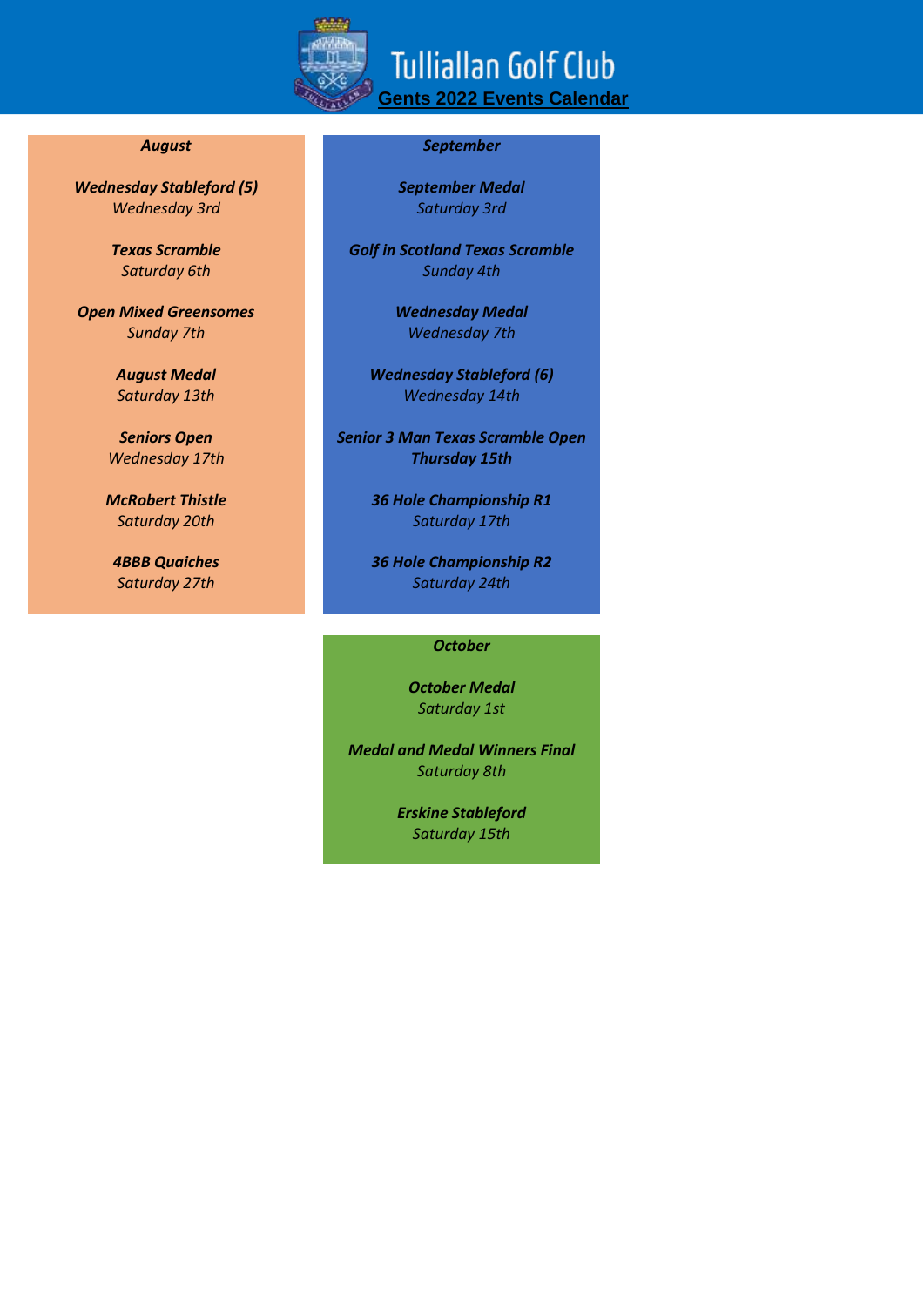# Tulliallan Golf Club

## Gents 2022 Events Calendar

### *August*

***Wednesday Stableford (5)***
*Wednesday 3rd*

***Texas Scramble***
*Saturday 6th*

***Open Mixed Greensomes***
*Sunday 7th*

***August Medal***
*Saturday 13th*

***Seniors Open***
*Wednesday 17th*

***McRobert Thistle***
*Saturday 20th*

***4BBB Quaiches***
*Saturday 27th*

### *September*

***September Medal***
*Saturday 3rd*

***Golf in Scotland Texas Scramble***
*Sunday 4th*

***Wednesday Medal***
*Wednesday 7th*

***Wednesday Stableford (6)***
*Wednesday 14th*

***Senior 3 Man Texas Scramble Open***
***Thursday 15th***

***36 Hole Championship R1***
*Saturday 17th*

***36 Hole Championship R2***
*Saturday 24th*

### *October*

***October Medal***
*Saturday 1st*

***Medal and Medal Winners Final***
*Saturday 8th*

***Erskine Stableford***
*Saturday 15th*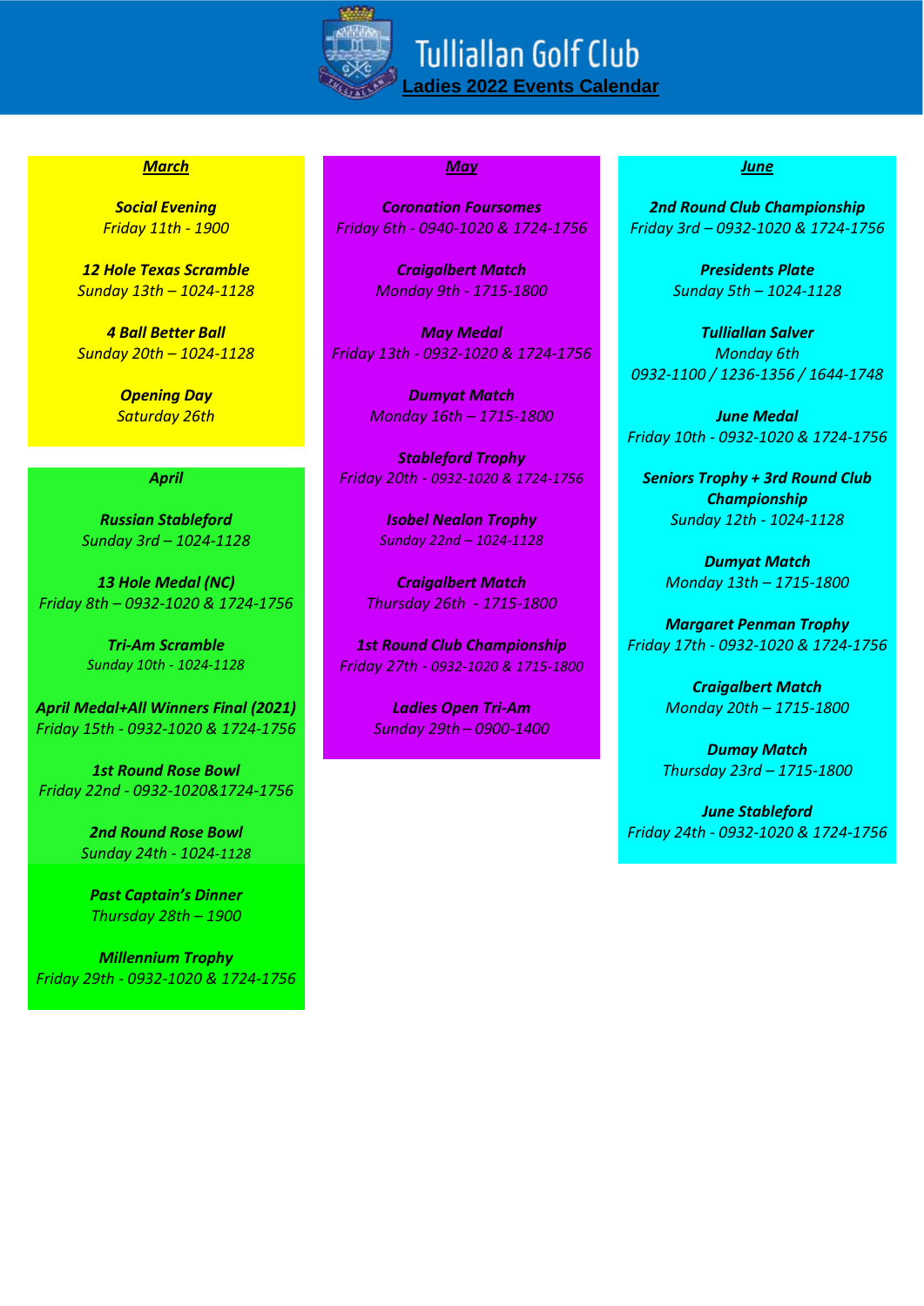# Tulliallan Golf Club

## Ladies 2022 Events Calendar

### March

***Social Evening***
*Friday 11th - 1900*

***12 Hole Texas Scramble***
*Sunday 13th – 1024-1128*

***4 Ball Better Ball***
*Sunday 20th – 1024-1128*

***Opening Day***
*Saturday 26th*

### April

***Russian Stableford***
*Sunday 3rd – 1024-1128*

***13 Hole Medal (NC)***
*Friday 8th – 0932-1020 & 1724-1756*

***Tri-Am Scramble***
*Sunday 10th - 1024-1128*

***April Medal+All Winners Final (2021)***
*Friday 15th - 0932-1020 & 1724-1756*

***1st Round Rose Bowl***
*Friday 22nd - 0932-1020&1724-1756*

***2nd Round Rose Bowl***
*Sunday 24th - 1024-1128*

***Past Captain's Dinner***
*Thursday 28th – 1900*

***Millennium Trophy***
*Friday 29th - 0932-1020 & 1724-1756*

### May

***Coronation Foursomes***
*Friday 6th - 0940-1020 & 1724-1756*

***Craigalbert Match***
*Monday 9th - 1715-1800*

***May Medal***
*Friday 13th - 0932-1020 & 1724-1756*

***Dumyat Match***
*Monday 16th – 1715-1800*

***Stableford Trophy***
*Friday 20th - 0932-1020 & 1724-1756*

***Isobel Nealon Trophy***
*Sunday 22nd – 1024-1128*

***Craigalbert Match***
*Thursday 26th - 1715-1800*

***1st Round Club Championship***
*Friday 27th - 0932-1020 & 1715-1800*

***Ladies Open Tri-Am***
*Sunday 29th – 0900-1400*

### June

***2nd Round Club Championship***
*Friday 3rd – 0932-1020 & 1724-1756*

***Presidents Plate***
*Sunday 5th – 1024-1128*

***Tulliallan Salver***
*Monday 6th*
*0932-1100 / 1236-1356 / 1644-1748*

***June Medal***
*Friday 10th - 0932-1020 & 1724-1756*

***Seniors Trophy + 3rd Round Club Championship***
*Sunday 12th - 1024-1128*

***Dumyat Match***
*Monday 13th – 1715-1800*

***Margaret Penman Trophy***
*Friday 17th - 0932-1020 & 1724-1756*

***Craigalbert Match***
*Monday 20th – 1715-1800*

***Dumay Match***
*Thursday 23rd – 1715-1800*

***June Stableford***
*Friday 24th - 0932-1020 & 1724-1756*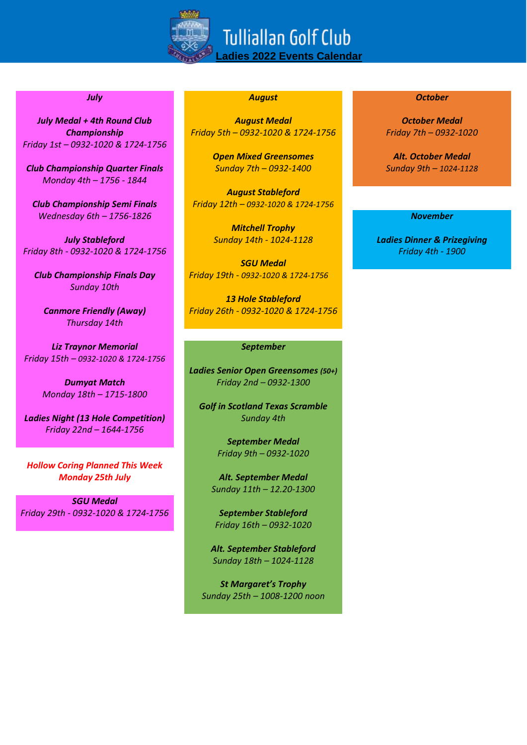# Tulliallan Golf Club

## Ladies 2022 Events Calendar

### *July*

***July Medal + 4th Round Club Championship***
*Friday 1st – 0932-1020 & 1724-1756*

***Club Championship Quarter Finals***
*Monday 4th – 1756 - 1844*

***Club Championship Semi Finals***
*Wednesday 6th – 1756-1826*

***July Stableford***
*Friday 8th - 0932-1020 & 1724-1756*

***Club Championship Finals Day***
*Sunday 10th*

***Canmore Friendly (Away)***
*Thursday 14th*

***Liz Traynor Memorial***
*Friday 15th – 0932-1020 & 1724-1756*

***Dumyat Match***
*Monday 18th – 1715-1800*

***Ladies Night (13 Hole Competition)***
*Friday 22nd – 1644-1756*

***Hollow Coring Planned This Week***
***Monday 25th July***

***SGU Medal***
*Friday 29th - 0932-1020 & 1724-1756*

### *August*

***August Medal***
*Friday 5th – 0932-1020 & 1724-1756*

***Open Mixed Greensomes***
*Sunday 7th – 0932-1400*

***August Stableford***
*Friday 12th – 0932-1020 & 1724-1756*

***Mitchell Trophy***
*Sunday 14th - 1024-1128*

***SGU Medal***
*Friday 19th - 0932-1020 & 1724-1756*

***13 Hole Stableford***
*Friday 26th - 0932-1020 & 1724-1756*

### *September*

***Ladies Senior Open Greensomes (50+)***
*Friday 2nd – 0932-1300*

***Golf in Scotland Texas Scramble***
*Sunday 4th*

***September Medal***
*Friday 9th – 0932-1020*

***Alt. September Medal***
*Sunday 11th – 12.20-1300*

***September Stableford***
*Friday 16th – 0932-1020*

***Alt. September Stableford***
*Sunday 18th – 1024-1128*

***St Margaret's Trophy***
*Sunday 25th – 1008-1200 noon*

### *October*

***October Medal***
*Friday 7th – 0932-1020*

***Alt. October Medal***
*Sunday 9th – 1024-1128*

### *November*

***Ladies Dinner & Prizegiving***
*Friday 4th - 1900*